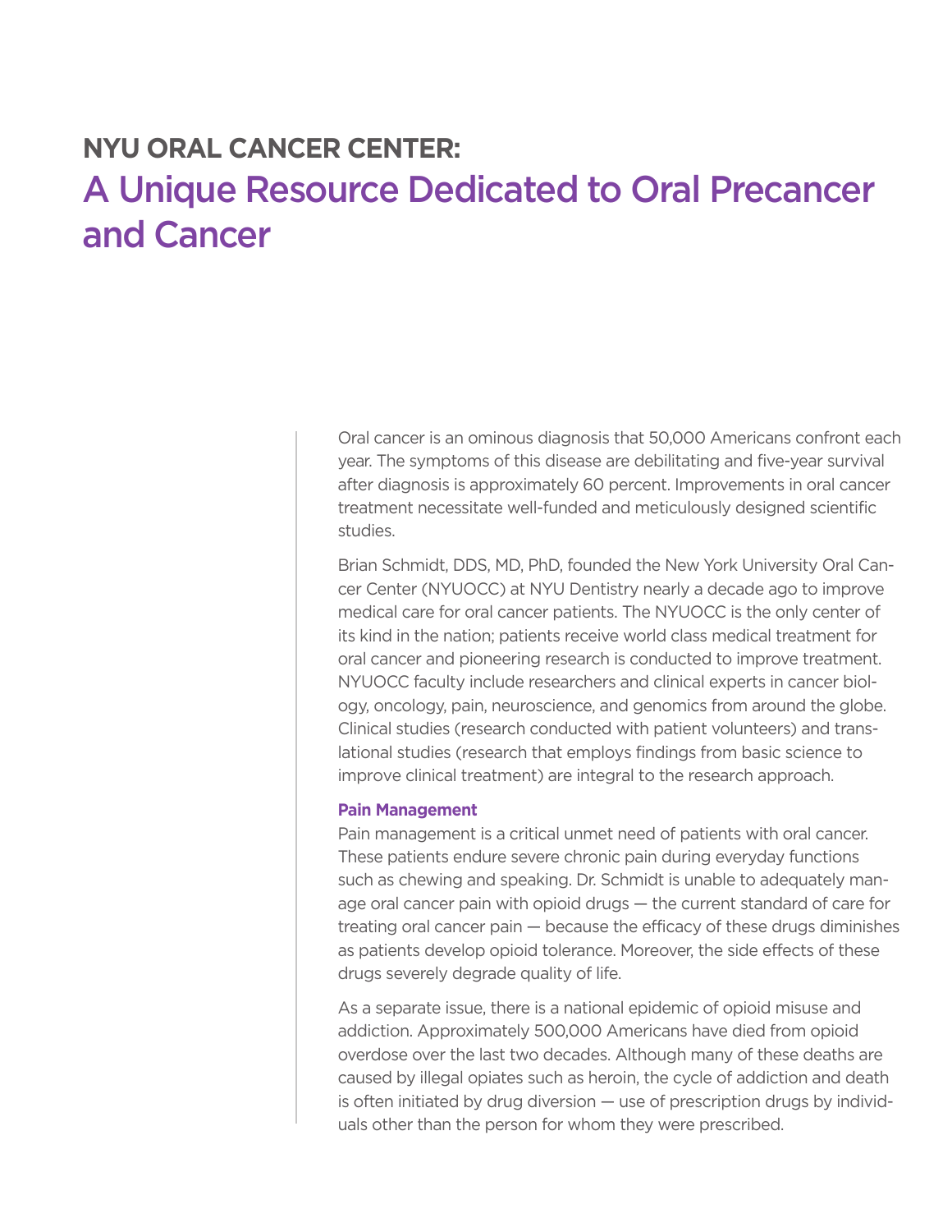# NYU ORAL CANCER CENTER:

## A Unique Resource Dedicated to Oral Precancer and Cancer

Oral cancer is an ominous diagnosis that 50,000 Americans confront each year. The symptoms of this disease are debilitating and five-year survival after diagnosis is approximately 60 percent. Improvements in oral cancer treatment necessitate well-funded and meticulously designed scientific studies.

Brian Schmidt, DDS, MD, PhD, founded the New York University Oral Cancer Center (NYUOCC) at NYU Dentistry nearly a decade ago to improve medical care for oral cancer patients. The NYUOCC is the only center of its kind in the nation; patients receive world class medical treatment for oral cancer and pioneering research is conducted to improve treatment. NYUOCC faculty include researchers and clinical experts in cancer biology, oncology, pain, neuroscience, and genomics from around the globe. Clinical studies (research conducted with patient volunteers) and translational studies (research that employs findings from basic science to improve clinical treatment) are integral to the research approach.

### Pain Management

Pain management is a critical unmet need of patients with oral cancer. These patients endure severe chronic pain during everyday functions such as chewing and speaking. Dr. Schmidt is unable to adequately manage oral cancer pain with opioid drugs — the current standard of care for treating oral cancer pain — because the efficacy of these drugs diminishes as patients develop opioid tolerance. Moreover, the side effects of these drugs severely degrade quality of life.

As a separate issue, there is a national epidemic of opioid misuse and addiction. Approximately 500,000 Americans have died from opioid overdose over the last two decades. Although many of these deaths are caused by illegal opiates such as heroin, the cycle of addiction and death is often initiated by drug diversion — use of prescription drugs by individuals other than the person for whom they were prescribed.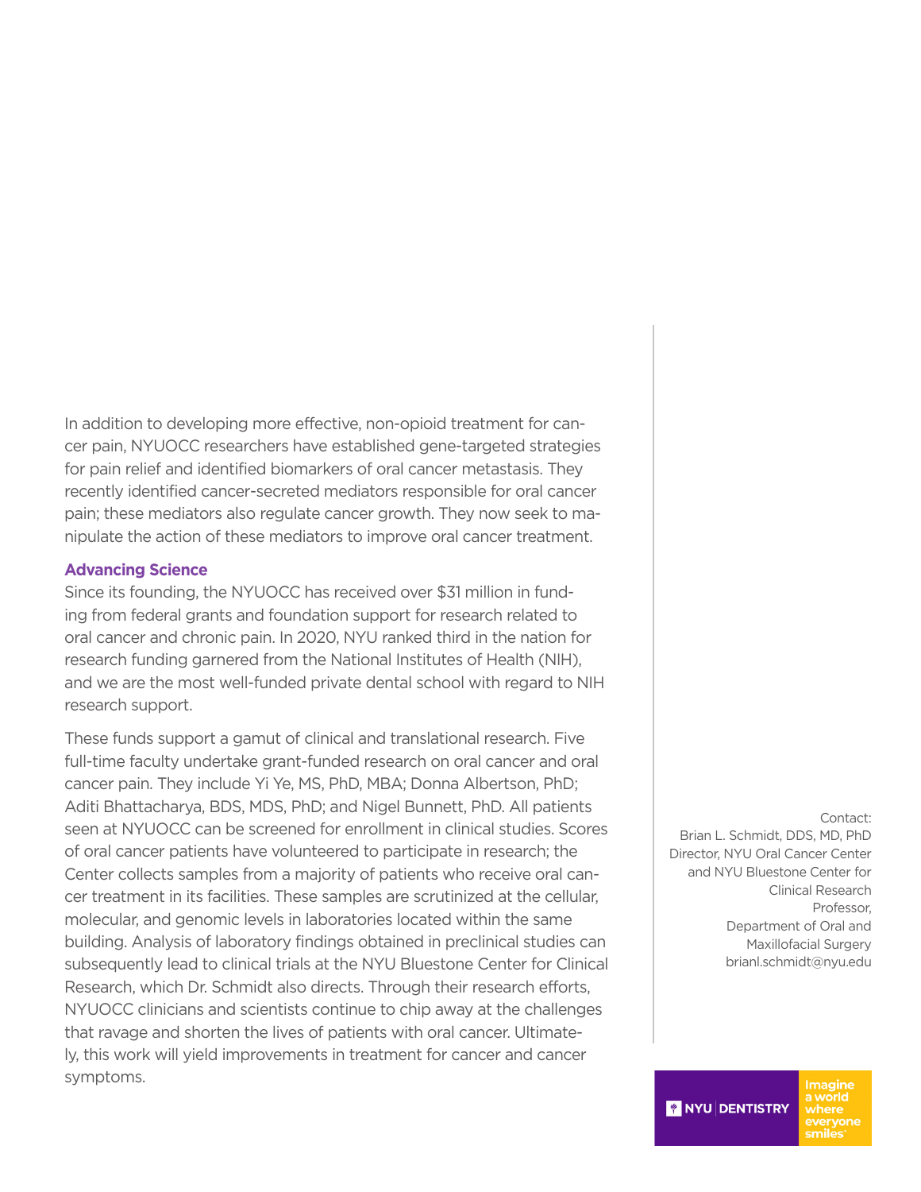In addition to developing more effective, non-opioid treatment for cancer pain, NYUOCC researchers have established gene-targeted strategies for pain relief and identified biomarkers of oral cancer metastasis. They recently identified cancer-secreted mediators responsible for oral cancer pain; these mediators also regulate cancer growth. They now seek to manipulate the action of these mediators to improve oral cancer treatment.

### Advancing Science

Since its founding, the NYUOCC has received over $31 million in funding from federal grants and foundation support for research related to oral cancer and chronic pain. In 2020, NYU ranked third in the nation for research funding garnered from the National Institutes of Health (NIH), and we are the most well-funded private dental school with regard to NIH research support.

These funds support a gamut of clinical and translational research. Five full-time faculty undertake grant-funded research on oral cancer and oral cancer pain. They include Yi Ye, MS, PhD, MBA; Donna Albertson, PhD; Aditi Bhattacharya, BDS, MDS, PhD; and Nigel Bunnett, PhD. All patients seen at NYUOCC can be screened for enrollment in clinical studies. Scores of oral cancer patients have volunteered to participate in research; the Center collects samples from a majority of patients who receive oral cancer treatment in its facilities. These samples are scrutinized at the cellular, molecular, and genomic levels in laboratories located within the same building. Analysis of laboratory findings obtained in preclinical studies can subsequently lead to clinical trials at the NYU Bluestone Center for Clinical Research, which Dr. Schmidt also directs. Through their research efforts, NYUOCC clinicians and scientists continue to chip away at the challenges that ravage and shorten the lives of patients with oral cancer. Ultimately, this work will yield improvements in treatment for cancer and cancer symptoms.

Contact:
Brian L. Schmidt, DDS, MD, PhD
Director, NYU Oral Cancer Center and NYU Bluestone Center for Clinical Research
Professor,
Department of Oral and Maxillofacial Surgery
brianl.schmidt@nyu.edu

NYU | DENTISTRY

Imagine a world where everyone smiles®